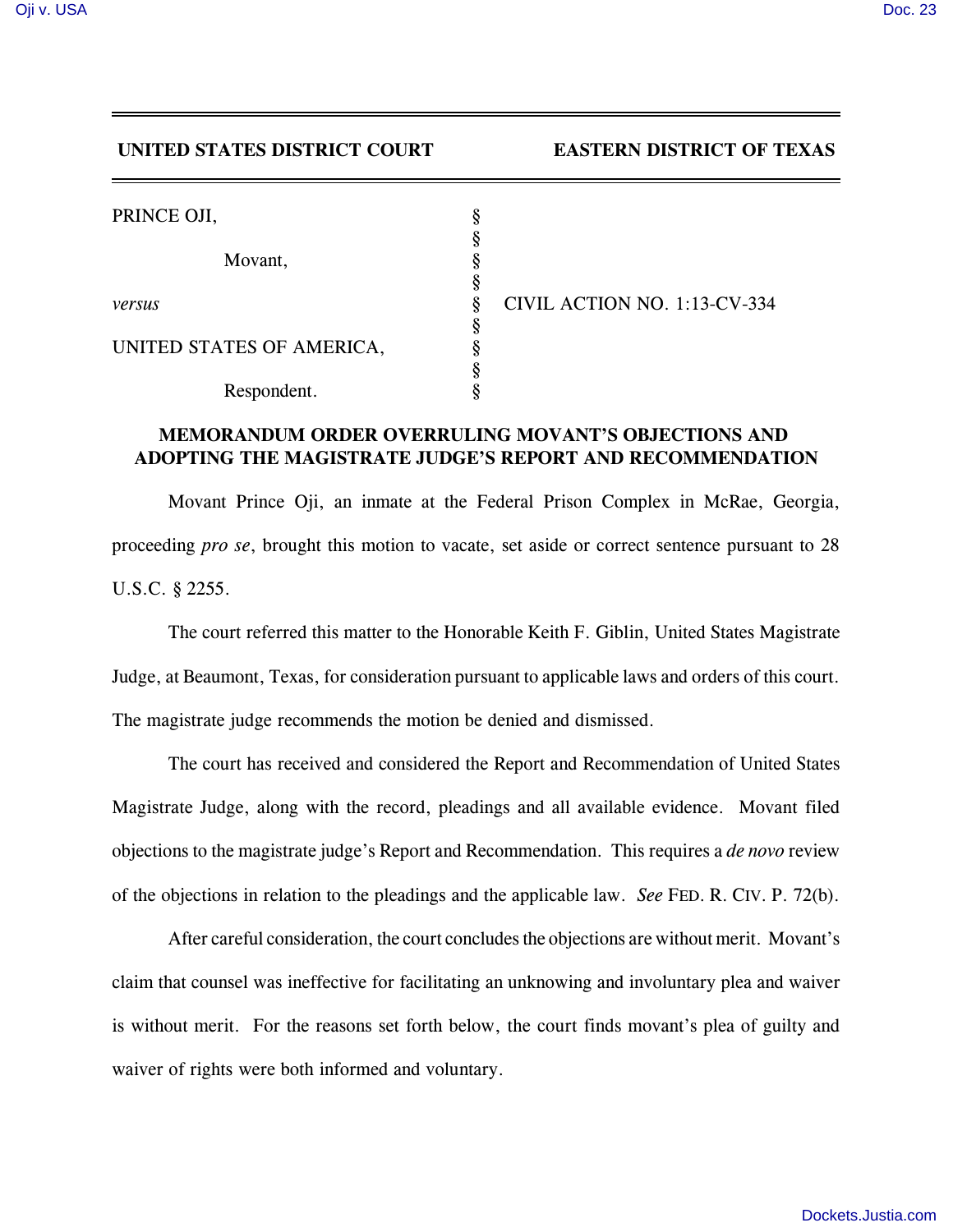**UNITED STATES DISTRICT COURT — EASTERN DISTRICT OF TEXAS**

| | | |
|---|---|---|
| PRINCE OJI, | § | |
| | § | |
| Movant, | § | |
| | § | |
| *versus* | § | CIVIL ACTION NO. 1:13-CV-334 |
| | § | |
| UNITED STATES OF AMERICA, | § | |
| | § | |
| Respondent. | § | |

## MEMORANDUM ORDER OVERRULING MOVANT'S OBJECTIONS AND ADOPTING THE MAGISTRATE JUDGE'S REPORT AND RECOMMENDATION

Movant Prince Oji, an inmate at the Federal Prison Complex in McRae, Georgia, proceeding *pro se*, brought this motion to vacate, set aside or correct sentence pursuant to 28 U.S.C. § 2255.

The court referred this matter to the Honorable Keith F. Giblin, United States Magistrate Judge, at Beaumont, Texas, for consideration pursuant to applicable laws and orders of this court. The magistrate judge recommends the motion be denied and dismissed.

The court has received and considered the Report and Recommendation of United States Magistrate Judge, along with the record, pleadings and all available evidence. Movant filed objections to the magistrate judge's Report and Recommendation. This requires a *de novo* review of the objections in relation to the pleadings and the applicable law. *See* FED. R. CIV. P. 72(b).

After careful consideration, the court concludes the objections are without merit. Movant's claim that counsel was ineffective for facilitating an unknowing and involuntary plea and waiver is without merit. For the reasons set forth below, the court finds movant's plea of guilty and waiver of rights were both informed and voluntary.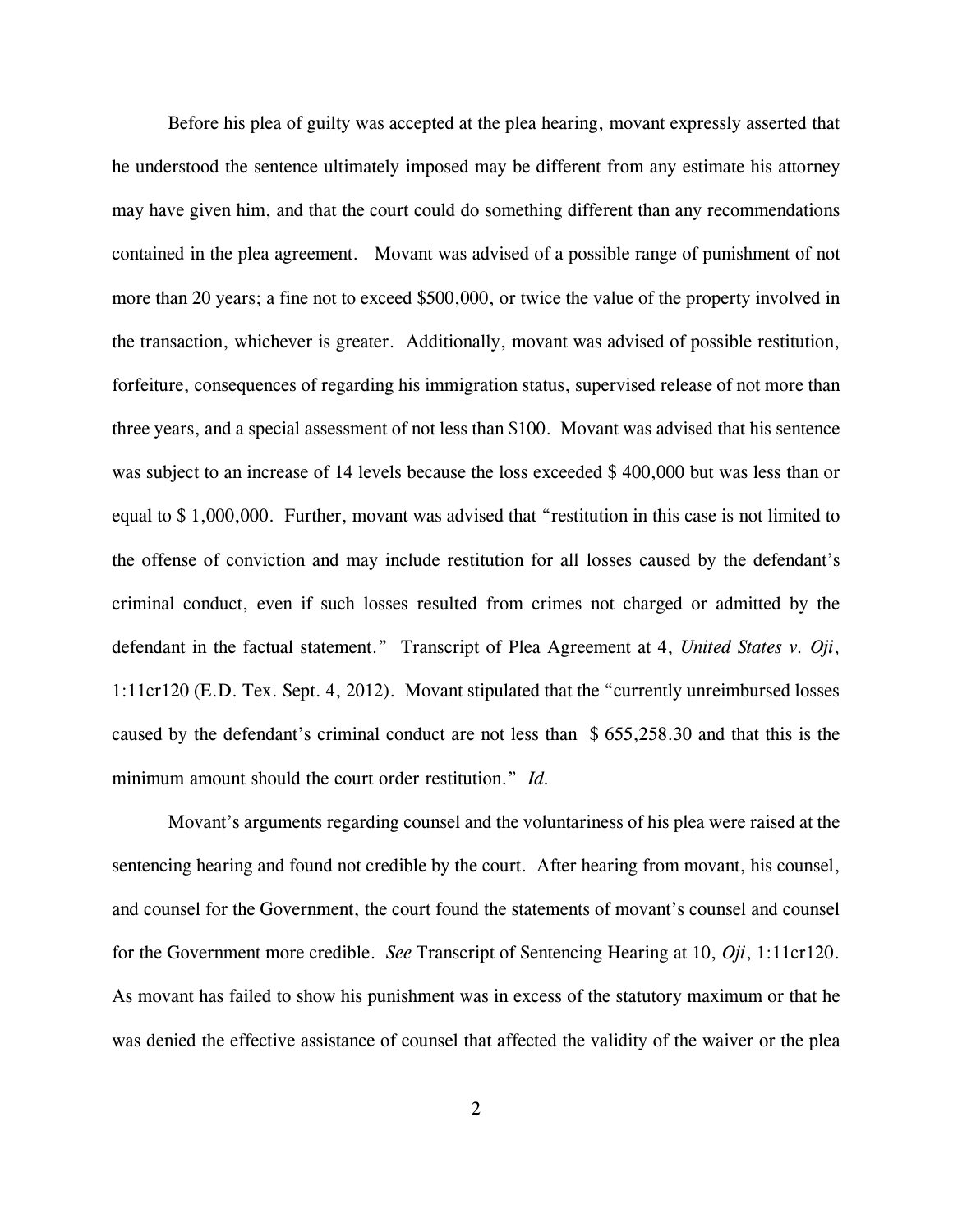Before his plea of guilty was accepted at the plea hearing, movant expressly asserted that he understood the sentence ultimately imposed may be different from any estimate his attorney may have given him, and that the court could do something different than any recommendations contained in the plea agreement. Movant was advised of a possible range of punishment of not more than 20 years; a fine not to exceed $500,000, or twice the value of the property involved in the transaction, whichever is greater. Additionally, movant was advised of possible restitution, forfeiture, consequences of regarding his immigration status, supervised release of not more than three years, and a special assessment of not less than $100. Movant was advised that his sentence was subject to an increase of 14 levels because the loss exceeded $ 400,000 but was less than or equal to $ 1,000,000. Further, movant was advised that "restitution in this case is not limited to the offense of conviction and may include restitution for all losses caused by the defendant's criminal conduct, even if such losses resulted from crimes not charged or admitted by the defendant in the factual statement." Transcript of Plea Agreement at 4, *United States v. Oji*, 1:11cr120 (E.D. Tex. Sept. 4, 2012). Movant stipulated that the "currently unreimbursed losses caused by the defendant's criminal conduct are not less than $ 655,258.30 and that this is the minimum amount should the court order restitution." *Id.*

Movant's arguments regarding counsel and the voluntariness of his plea were raised at the sentencing hearing and found not credible by the court. After hearing from movant, his counsel, and counsel for the Government, the court found the statements of movant's counsel and counsel for the Government more credible. *See* Transcript of Sentencing Hearing at 10, *Oji*, 1:11cr120. As movant has failed to show his punishment was in excess of the statutory maximum or that he was denied the effective assistance of counsel that affected the validity of the waiver or the plea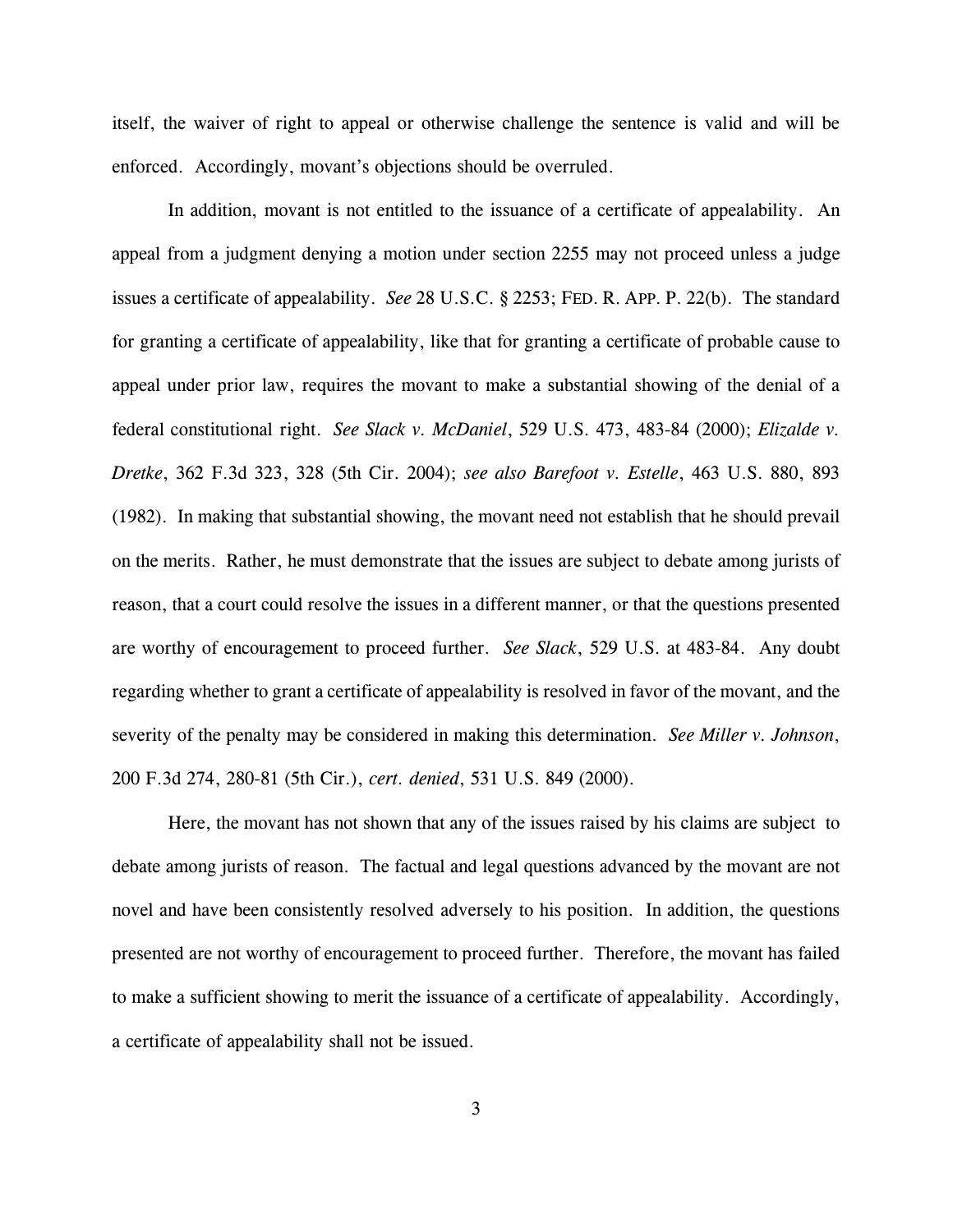itself, the waiver of right to appeal or otherwise challenge the sentence is valid and will be enforced. Accordingly, movant's objections should be overruled.

In addition, movant is not entitled to the issuance of a certificate of appealability. An appeal from a judgment denying a motion under section 2255 may not proceed unless a judge issues a certificate of appealability. *See* 28 U.S.C. § 2253; FED. R. APP. P. 22(b). The standard for granting a certificate of appealability, like that for granting a certificate of probable cause to appeal under prior law, requires the movant to make a substantial showing of the denial of a federal constitutional right. *See Slack v. McDaniel*, 529 U.S. 473, 483-84 (2000); *Elizalde v. Dretke*, 362 F.3d 323, 328 (5th Cir. 2004); *see also Barefoot v. Estelle*, 463 U.S. 880, 893 (1982). In making that substantial showing, the movant need not establish that he should prevail on the merits. Rather, he must demonstrate that the issues are subject to debate among jurists of reason, that a court could resolve the issues in a different manner, or that the questions presented are worthy of encouragement to proceed further. *See Slack*, 529 U.S. at 483-84. Any doubt regarding whether to grant a certificate of appealability is resolved in favor of the movant, and the severity of the penalty may be considered in making this determination. *See Miller v. Johnson*, 200 F.3d 274, 280-81 (5th Cir.), *cert. denied*, 531 U.S. 849 (2000).

Here, the movant has not shown that any of the issues raised by his claims are subject to debate among jurists of reason. The factual and legal questions advanced by the movant are not novel and have been consistently resolved adversely to his position. In addition, the questions presented are not worthy of encouragement to proceed further. Therefore, the movant has failed to make a sufficient showing to merit the issuance of a certificate of appealability. Accordingly, a certificate of appealability shall not be issued.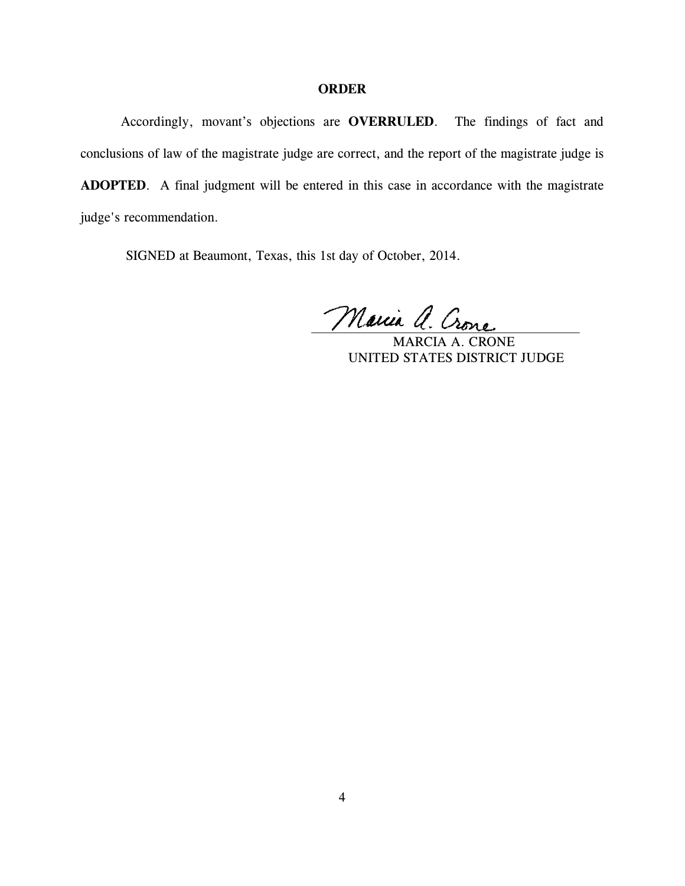## ORDER

Accordingly, movant's objections are **OVERRULED**. The findings of fact and conclusions of law of the magistrate judge are correct, and the report of the magistrate judge is **ADOPTED**. A final judgment will be entered in this case in accordance with the magistrate judge's recommendation.

SIGNED at Beaumont, Texas, this 1st day of October, 2014.

Marcia A. Crone

MARCIA A. CRONE
UNITED STATES DISTRICT JUDGE